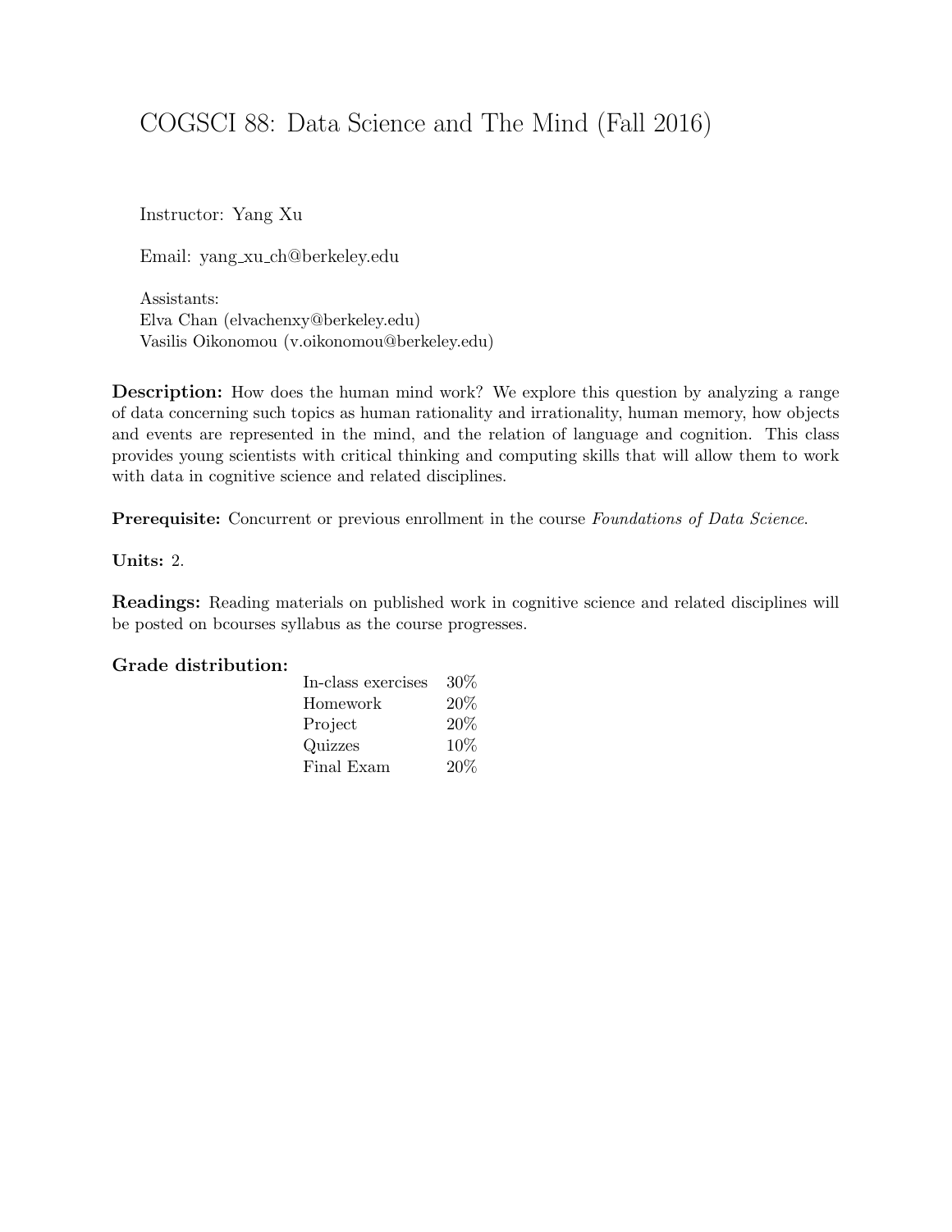# COGSCI 88: Data Science and The Mind (Fall 2016)

Instructor: Yang Xu

Email: yang_xu_ch@berkeley.edu

Assistants:
Elva Chan (elvachenxy@berkeley.edu)
Vasilis Oikonomou (v.oikonomou@berkeley.edu)

**Description:** How does the human mind work? We explore this question by analyzing a range of data concerning such topics as human rationality and irrationality, human memory, how objects and events are represented in the mind, and the relation of language and cognition. This class provides young scientists with critical thinking and computing skills that will allow them to work with data in cognitive science and related disciplines.

**Prerequisite:** Concurrent or previous enrollment in the course *Foundations of Data Science*.

**Units:** 2.

**Readings:** Reading materials on published work in cognitive science and related disciplines will be posted on bcourses syllabus as the course progresses.

**Grade distribution:**

| Component | Weight |
|---|---|
| In-class exercises | 30% |
| Homework | 20% |
| Project | 20% |
| Quizzes | 10% |
| Final Exam | 20% |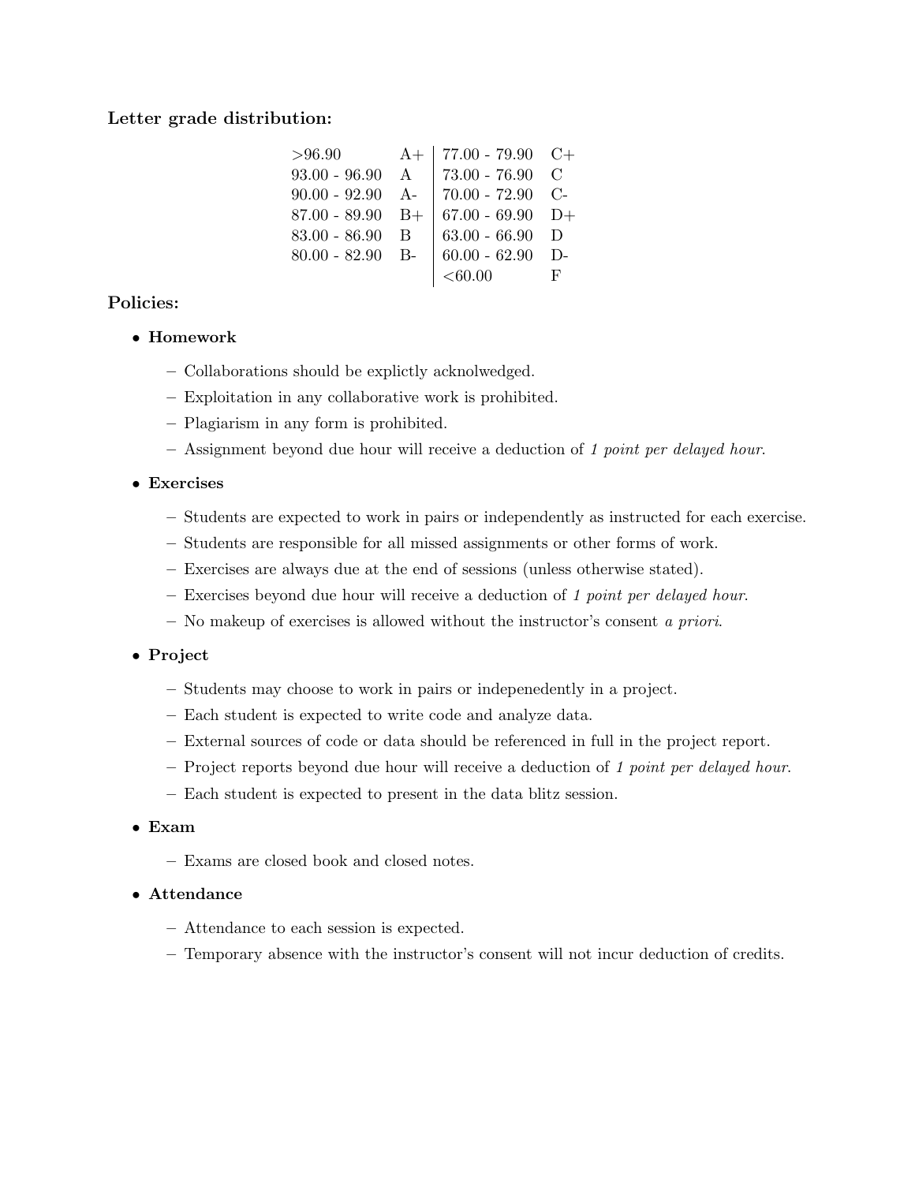**Letter grade distribution:**

| | | | |
|---|---|---|---|
| >96.90 | A+ | 77.00 - 79.90 | C+ |
| 93.00 - 96.90 | A | 73.00 - 76.90 | C |
| 90.00 - 92.90 | A- | 70.00 - 72.90 | C- |
| 87.00 - 89.90 | B+ | 67.00 - 69.90 | D+ |
| 83.00 - 86.90 | B | 63.00 - 66.90 | D |
| 80.00 - 82.90 | B- | 60.00 - 62.90 | D- |
| | | <60.00 | F |

**Policies:**

- **Homework**
  - Collaborations should be explictly acknolwedged.
  - Exploitation in any collaborative work is prohibited.
  - Plagiarism in any form is prohibited.
  - Assignment beyond due hour will receive a deduction of *1 point per delayed hour*.
- **Exercises**
  - Students are expected to work in pairs or independently as instructed for each exercise.
  - Students are responsible for all missed assignments or other forms of work.
  - Exercises are always due at the end of sessions (unless otherwise stated).
  - Exercises beyond due hour will receive a deduction of *1 point per delayed hour*.
  - No makeup of exercises is allowed without the instructor's consent *a priori*.
- **Project**
  - Students may choose to work in pairs or indepenedently in a project.
  - Each student is expected to write code and analyze data.
  - External sources of code or data should be referenced in full in the project report.
  - Project reports beyond due hour will receive a deduction of *1 point per delayed hour*.
  - Each student is expected to present in the data blitz session.
- **Exam**
  - Exams are closed book and closed notes.
- **Attendance**
  - Attendance to each session is expected.
  - Temporary absence with the instructor's consent will not incur deduction of credits.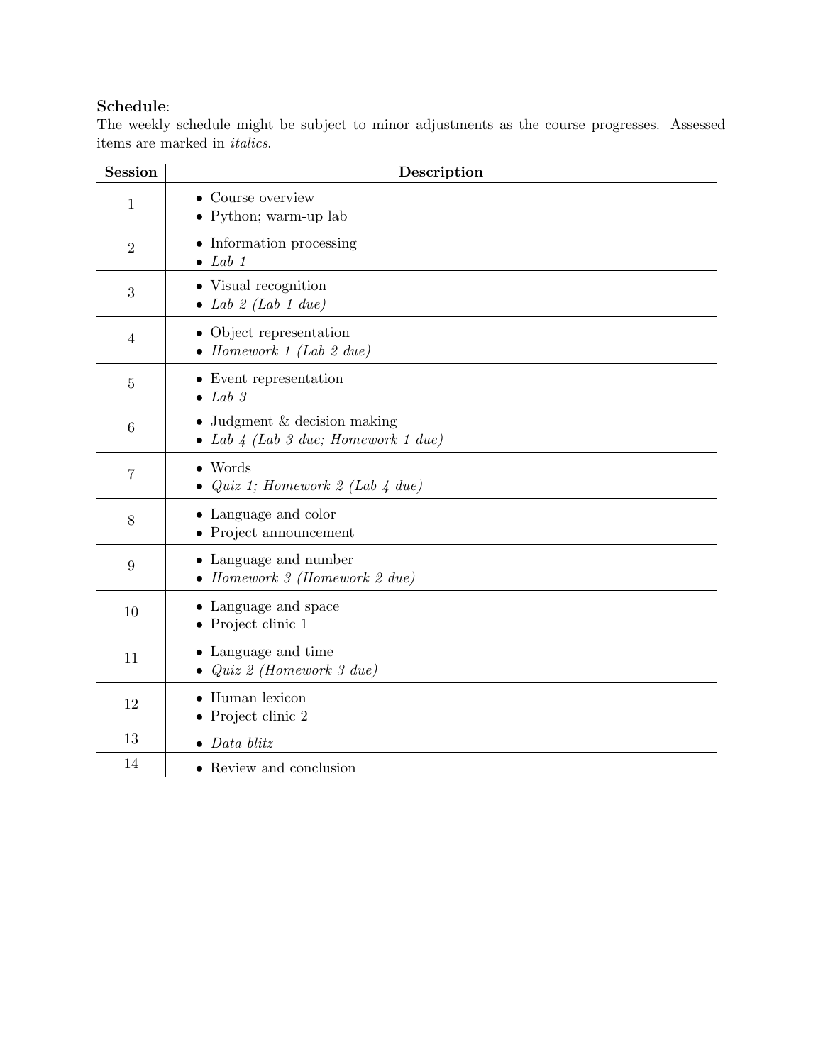**Schedule**:
The weekly schedule might be subject to minor adjustments as the course progresses. Assessed items are marked in *italics*.

| Session | Description |
|---|---|
| 1 | • Course overview<br>• Python; warm-up lab |
| 2 | • Information processing<br>• *Lab 1* |
| 3 | • Visual recognition<br>• *Lab 2 (Lab 1 due)* |
| 4 | • Object representation<br>• *Homework 1 (Lab 2 due)* |
| 5 | • Event representation<br>• *Lab 3* |
| 6 | • Judgment & decision making<br>• *Lab 4 (Lab 3 due; Homework 1 due)* |
| 7 | • Words<br>• *Quiz 1; Homework 2 (Lab 4 due)* |
| 8 | • Language and color<br>• Project announcement |
| 9 | • Language and number<br>• *Homework 3 (Homework 2 due)* |
| 10 | • Language and space<br>• Project clinic 1 |
| 11 | • Language and time<br>• *Quiz 2 (Homework 3 due)* |
| 12 | • Human lexicon<br>• Project clinic 2 |
| 13 | • *Data blitz* |
| 14 | • Review and conclusion |